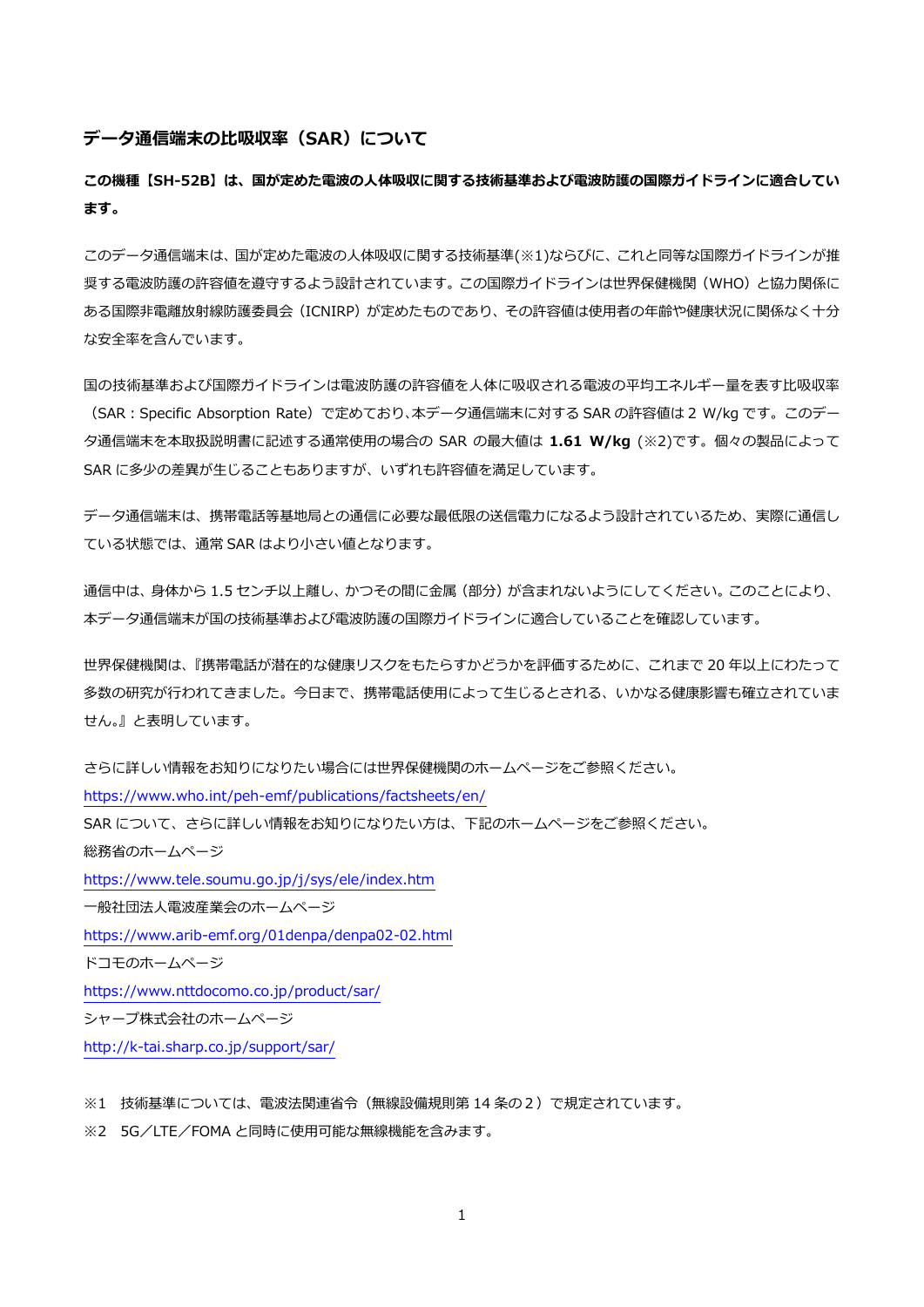# データ通信端末の比吸収率（SAR）について

**この機種【SH-52B】は、国が定めた電波の人体吸収に関する技術基準および電波防護の国際ガイドラインに適合しています。**

このデータ通信端末は、国が定めた電波の人体吸収に関する技術基準(※1)ならびに、これと同等な国際ガイドラインが推奨する電波防護の許容値を遵守するよう設計されています。この国際ガイドラインは世界保健機関（WHO）と協力関係にある国際非電離放射線防護委員会（ICNIRP）が定めたものであり、その許容値は使用者の年齢や健康状況に関係なく十分な安全率を含んでいます。

国の技術基準および国際ガイドラインは電波防護の許容値を人体に吸収される電波の平均エネルギー量を表す比吸収率（SAR：Specific Absorption Rate）で定めており、本データ通信端末に対する SAR の許容値は 2 W/kg です。このデータ通信端末を本取扱説明書に記述する通常使用の場合の SAR の最大値は **1.61 W/kg** (※2)です。個々の製品によって SAR に多少の差異が生じることもありますが、いずれも許容値を満足しています。

データ通信端末は、携帯電話等基地局との通信に必要な最低限の送信電力になるよう設計されているため、実際に通信している状態では、通常 SAR はより小さい値となります。

通信中は、身体から 1.5 センチ以上離し、かつその間に金属 (部分) が含まれないようにしてください。このことにより、本データ通信端末が国の技術基準および電波防護の国際ガイドラインに適合していることを確認しています。

世界保健機関は、『携帯電話が潜在的な健康リスクをもたらすかどうかを評価するために、これまで 20 年以上にわたって多数の研究が行われてきました。今日まで、携帯電話使用によって生じるとされる、いかなる健康影響も確立されていません。』と表明しています。

さらに詳しい情報をお知りになりたい場合には世界保健機関のホームページをご参照ください。

https://www.who.int/peh-emf/publications/factsheets/en/

SAR について、さらに詳しい情報をお知りになりたい方は、下記のホームページをご参照ください。

総務省のホームページ

https://www.tele.soumu.go.jp/j/sys/ele/index.htm

一般社団法人電波産業会のホームページ

https://www.arib-emf.org/01denpa/denpa02-02.html

ドコモのホームページ

https://www.nttdocomo.co.jp/product/sar/

シャープ株式会社のホームページ

http://k-tai.sharp.co.jp/support/sar/

※1　技術基準については、電波法関連省令（無線設備規則第 14 条の２）で規定されています。

※2　5G／LTE／FOMA と同時に使用可能な無線機能を含みます。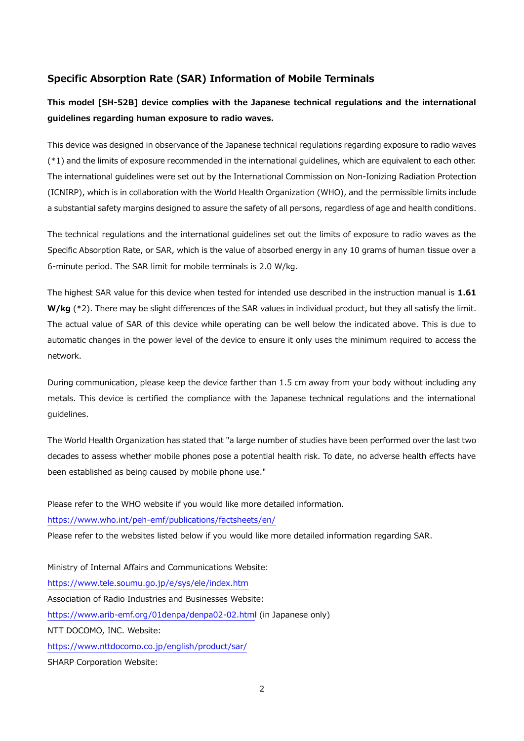## Specific Absorption Rate (SAR) Information of Mobile Terminals

**This model [SH-52B] device complies with the Japanese technical regulations and the international guidelines regarding human exposure to radio waves.**

This device was designed in observance of the Japanese technical regulations regarding exposure to radio waves (*1) and the limits of exposure recommended in the international guidelines, which are equivalent to each other. The international guidelines were set out by the International Commission on Non-Ionizing Radiation Protection (ICNIRP), which is in collaboration with the World Health Organization (WHO), and the permissible limits include a substantial safety margins designed to assure the safety of all persons, regardless of age and health conditions.

The technical regulations and the international guidelines set out the limits of exposure to radio waves as the Specific Absorption Rate, or SAR, which is the value of absorbed energy in any 10 grams of human tissue over a 6-minute period. The SAR limit for mobile terminals is 2.0 W/kg.

The highest SAR value for this device when tested for intended use described in the instruction manual is **1.61 W/kg** (*2). There may be slight differences of the SAR values in individual product, but they all satisfy the limit. The actual value of SAR of this device while operating can be well below the indicated above. This is due to automatic changes in the power level of the device to ensure it only uses the minimum required to access the network.

During communication, please keep the device farther than 1.5 cm away from your body without including any metals. This device is certified the compliance with the Japanese technical regulations and the international guidelines.

The World Health Organization has stated that "a large number of studies have been performed over the last two decades to assess whether mobile phones pose a potential health risk. To date, no adverse health effects have been established as being caused by mobile phone use."

Please refer to the WHO website if you would like more detailed information.
https://www.who.int/peh-emf/publications/factsheets/en/
Please refer to the websites listed below if you would like more detailed information regarding SAR.

Ministry of Internal Affairs and Communications Website:
https://www.tele.soumu.go.jp/e/sys/ele/index.htm
Association of Radio Industries and Businesses Website:
https://www.arib-emf.org/01denpa/denpa02-02.html (in Japanese only)
NTT DOCOMO, INC. Website:
https://www.nttdocomo.co.jp/english/product/sar/
SHARP Corporation Website: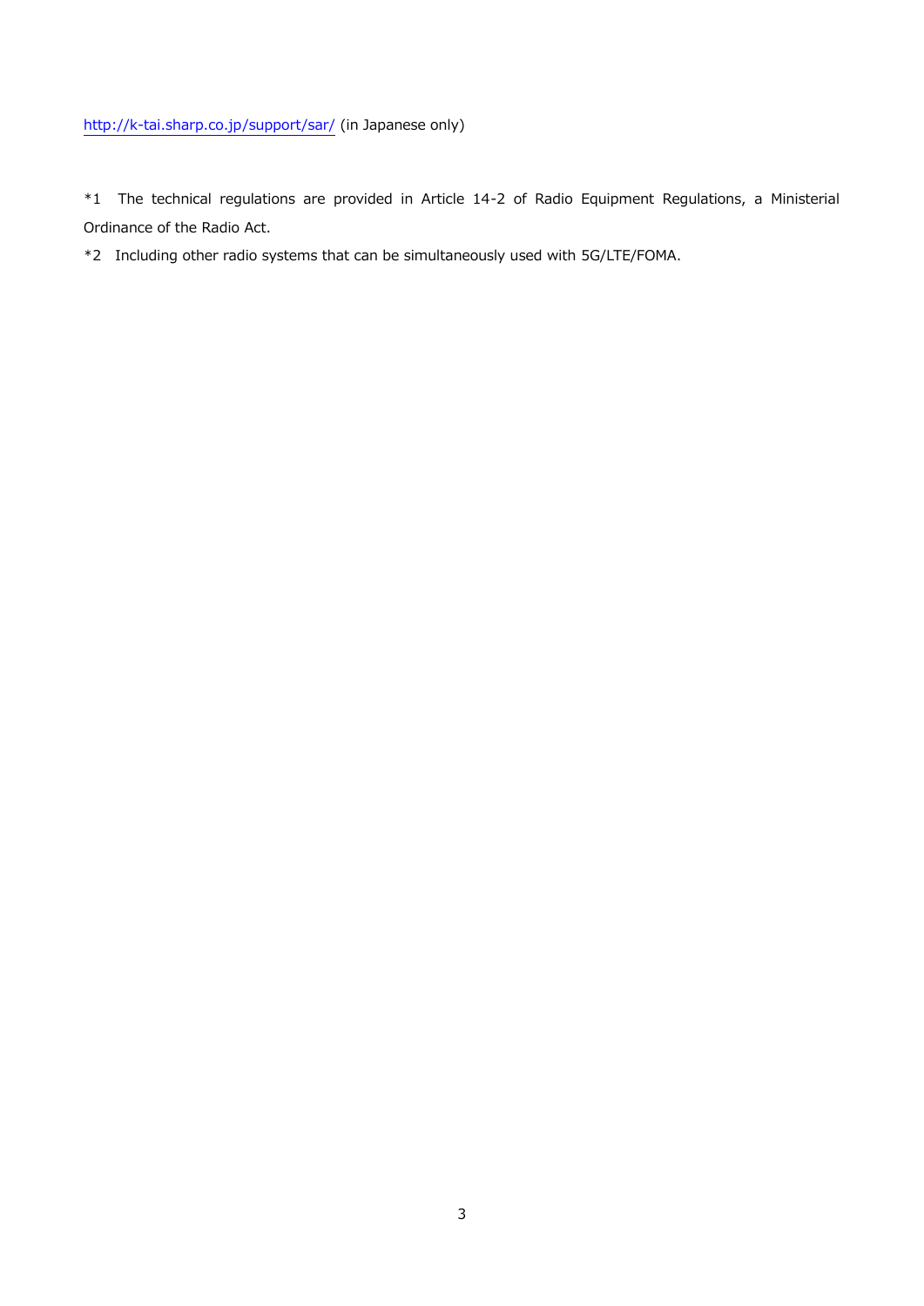http://k-tai.sharp.co.jp/support/sar/ (in Japanese only)

*1 The technical regulations are provided in Article 14-2 of Radio Equipment Regulations, a Ministerial Ordinance of the Radio Act.

*2 Including other radio systems that can be simultaneously used with 5G/LTE/FOMA.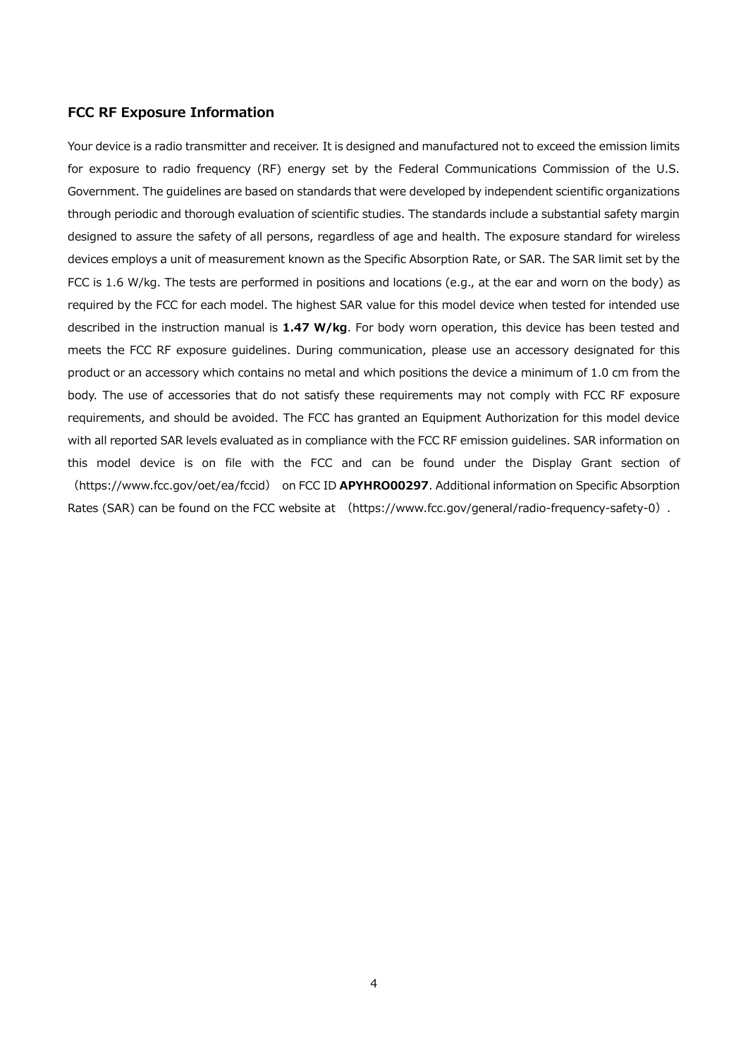## FCC RF Exposure Information

Your device is a radio transmitter and receiver. It is designed and manufactured not to exceed the emission limits for exposure to radio frequency (RF) energy set by the Federal Communications Commission of the U.S. Government. The guidelines are based on standards that were developed by independent scientific organizations through periodic and thorough evaluation of scientific studies. The standards include a substantial safety margin designed to assure the safety of all persons, regardless of age and health. The exposure standard for wireless devices employs a unit of measurement known as the Specific Absorption Rate, or SAR. The SAR limit set by the FCC is 1.6 W/kg. The tests are performed in positions and locations (e.g., at the ear and worn on the body) as required by the FCC for each model. The highest SAR value for this model device when tested for intended use described in the instruction manual is **1.47 W/kg**. For body worn operation, this device has been tested and meets the FCC RF exposure guidelines. During communication, please use an accessory designated for this product or an accessory which contains no metal and which positions the device a minimum of 1.0 cm from the body. The use of accessories that do not satisfy these requirements may not comply with FCC RF exposure requirements, and should be avoided. The FCC has granted an Equipment Authorization for this model device with all reported SAR levels evaluated as in compliance with the FCC RF emission guidelines. SAR information on this model device is on file with the FCC and can be found under the Display Grant section of （https://www.fcc.gov/oet/ea/fccid） on FCC ID **APYHRO00297**. Additional information on Specific Absorption Rates (SAR) can be found on the FCC website at （https://www.fcc.gov/general/radio-frequency-safety-0）.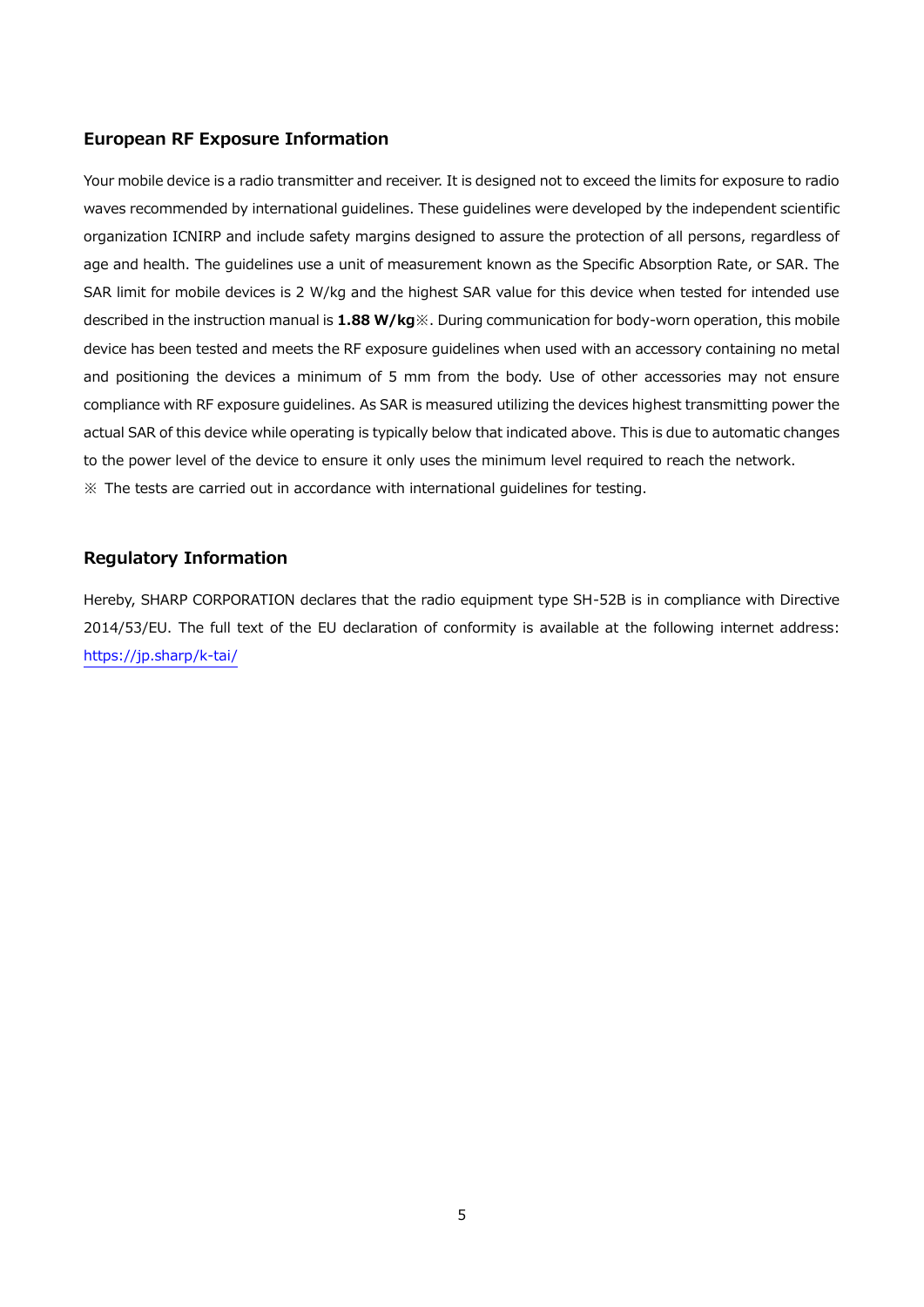## European RF Exposure Information

Your mobile device is a radio transmitter and receiver. It is designed not to exceed the limits for exposure to radio waves recommended by international guidelines. These guidelines were developed by the independent scientific organization ICNIRP and include safety margins designed to assure the protection of all persons, regardless of age and health. The guidelines use a unit of measurement known as the Specific Absorption Rate, or SAR. The SAR limit for mobile devices is 2 W/kg and the highest SAR value for this device when tested for intended use described in the instruction manual is **1.88 W/kg**※. During communication for body-worn operation, this mobile device has been tested and meets the RF exposure guidelines when used with an accessory containing no metal and positioning the devices a minimum of 5 mm from the body. Use of other accessories may not ensure compliance with RF exposure guidelines. As SAR is measured utilizing the devices highest transmitting power the actual SAR of this device while operating is typically below that indicated above. This is due to automatic changes to the power level of the device to ensure it only uses the minimum level required to reach the network.

※ The tests are carried out in accordance with international guidelines for testing.

## Regulatory Information

Hereby, SHARP CORPORATION declares that the radio equipment type SH-52B is in compliance with Directive 2014/53/EU. The full text of the EU declaration of conformity is available at the following internet address: https://jp.sharp/k-tai/